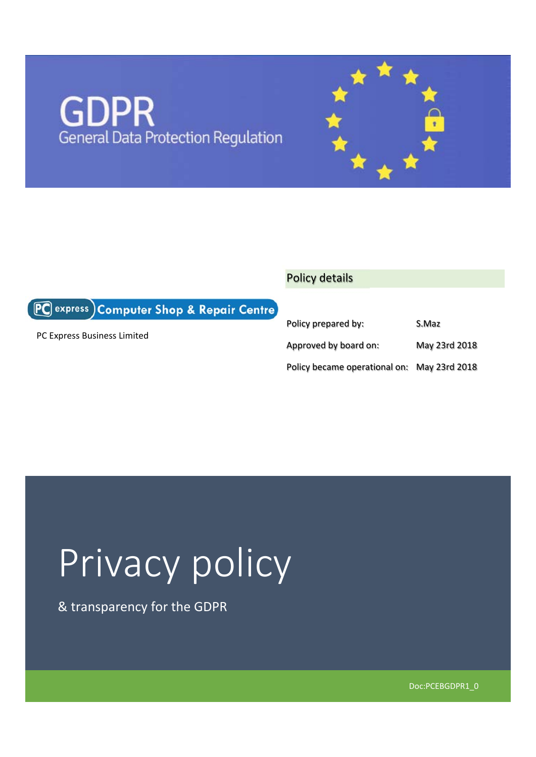# GDPR

General Data Protection Regulation

PC express Computer Shop & Repair Centre

PC Express Business Limited

## Policy details

| Policy prepared by: | S.Maz |
| --- | --- |
| Approved by board on: | May 23rd 2018 |
| Policy became operational on: | May 23rd 2018 |

# Privacy policy

& transparency for the GDPR

Doc:PCEBGDPR1_0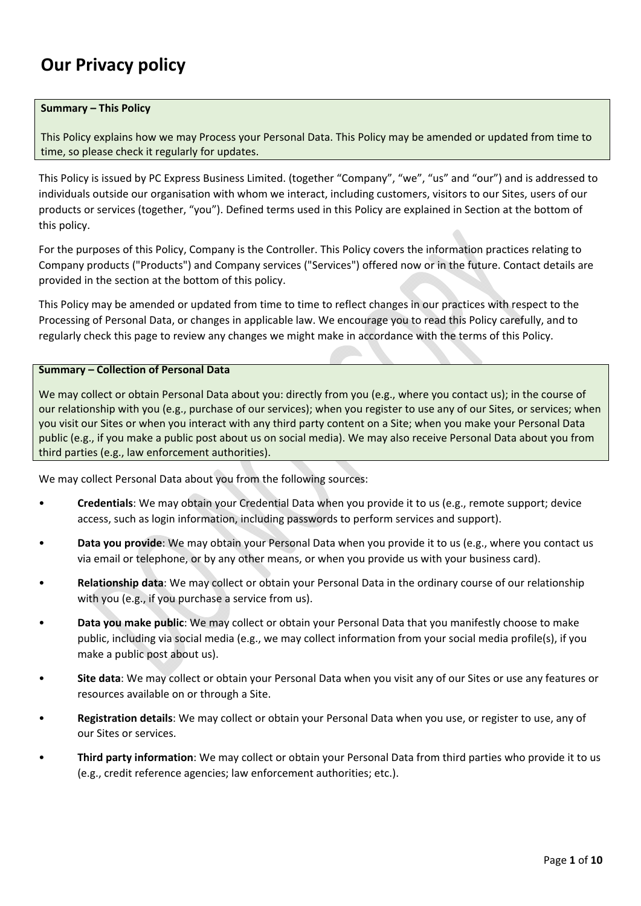# Our Privacy policy

**Summary – This Policy**

This Policy explains how we may Process your Personal Data. This Policy may be amended or updated from time to time, so please check it regularly for updates.

This Policy is issued by PC Express Business Limited. (together "Company", "we", "us" and "our") and is addressed to individuals outside our organisation with whom we interact, including customers, visitors to our Sites, users of our products or services (together, "you"). Defined terms used in this Policy are explained in Section at the bottom of this policy.

For the purposes of this Policy, Company is the Controller. This Policy covers the information practices relating to Company products ("Products") and Company services ("Services") offered now or in the future. Contact details are provided in the section at the bottom of this policy.

This Policy may be amended or updated from time to time to reflect changes in our practices with respect to the Processing of Personal Data, or changes in applicable law. We encourage you to read this Policy carefully, and to regularly check this page to review any changes we might make in accordance with the terms of this Policy.

**Summary – Collection of Personal Data**

We may collect or obtain Personal Data about you: directly from you (e.g., where you contact us); in the course of our relationship with you (e.g., purchase of our services); when you register to use any of our Sites, or services; when you visit our Sites or when you interact with any third party content on a Site; when you make your Personal Data public (e.g., if you make a public post about us on social media). We may also receive Personal Data about you from third parties (e.g., law enforcement authorities).

We may collect Personal Data about you from the following sources:

- **Credentials**: We may obtain your Credential Data when you provide it to us (e.g., remote support; device access, such as login information, including passwords to perform services and support).
- **Data you provide**: We may obtain your Personal Data when you provide it to us (e.g., where you contact us via email or telephone, or by any other means, or when you provide us with your business card).
- **Relationship data**: We may collect or obtain your Personal Data in the ordinary course of our relationship with you (e.g., if you purchase a service from us).
- **Data you make public**: We may collect or obtain your Personal Data that you manifestly choose to make public, including via social media (e.g., we may collect information from your social media profile(s), if you make a public post about us).
- **Site data**: We may collect or obtain your Personal Data when you visit any of our Sites or use any features or resources available on or through a Site.
- **Registration details**: We may collect or obtain your Personal Data when you use, or register to use, any of our Sites or services.
- **Third party information**: We may collect or obtain your Personal Data from third parties who provide it to us (e.g., credit reference agencies; law enforcement authorities; etc.).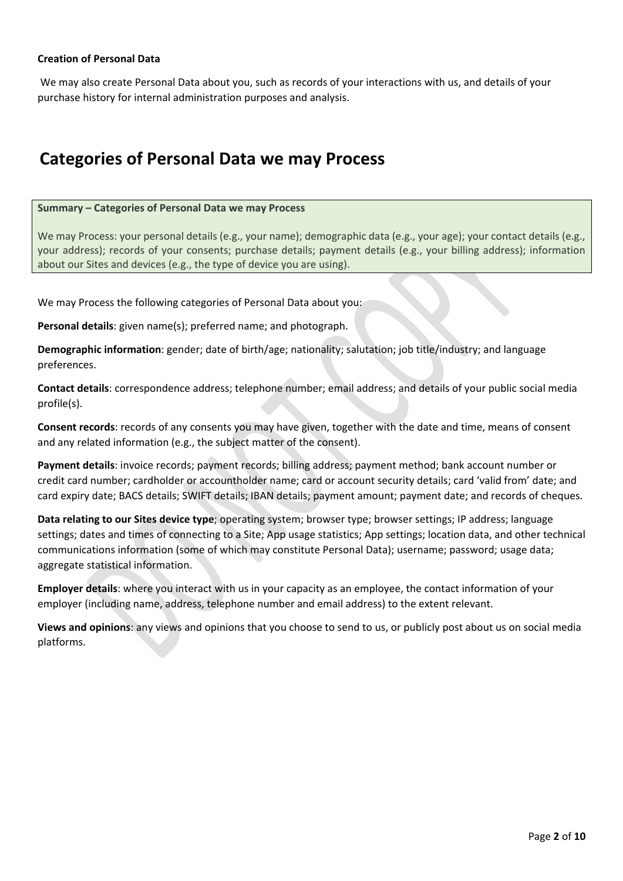**Creation of Personal Data**

We may also create Personal Data about you, such as records of your interactions with us, and details of your purchase history for internal administration purposes and analysis.

## Categories of Personal Data we may Process

**Summary – Categories of Personal Data we may Process**

We may Process: your personal details (e.g., your name); demographic data (e.g., your age); your contact details (e.g., your address); records of your consents; purchase details; payment details (e.g., your billing address); information about our Sites and devices (e.g., the type of device you are using).

We may Process the following categories of Personal Data about you:

**Personal details**: given name(s); preferred name; and photograph.

**Demographic information**: gender; date of birth/age; nationality; salutation; job title/industry; and language preferences.

**Contact details**: correspondence address; telephone number; email address; and details of your public social media profile(s).

**Consent records**: records of any consents you may have given, together with the date and time, means of consent and any related information (e.g., the subject matter of the consent).

**Payment details**: invoice records; payment records; billing address; payment method; bank account number or credit card number; cardholder or accountholder name; card or account security details; card 'valid from' date; and card expiry date; BACS details; SWIFT details; IBAN details; payment amount; payment date; and records of cheques.

**Data relating to our Sites device type**; operating system; browser type; browser settings; IP address; language settings; dates and times of connecting to a Site; App usage statistics; App settings; location data, and other technical communications information (some of which may constitute Personal Data); username; password; usage data; aggregate statistical information.

**Employer details**: where you interact with us in your capacity as an employee, the contact information of your employer (including name, address, telephone number and email address) to the extent relevant.

**Views and opinions**: any views and opinions that you choose to send to us, or publicly post about us on social media platforms.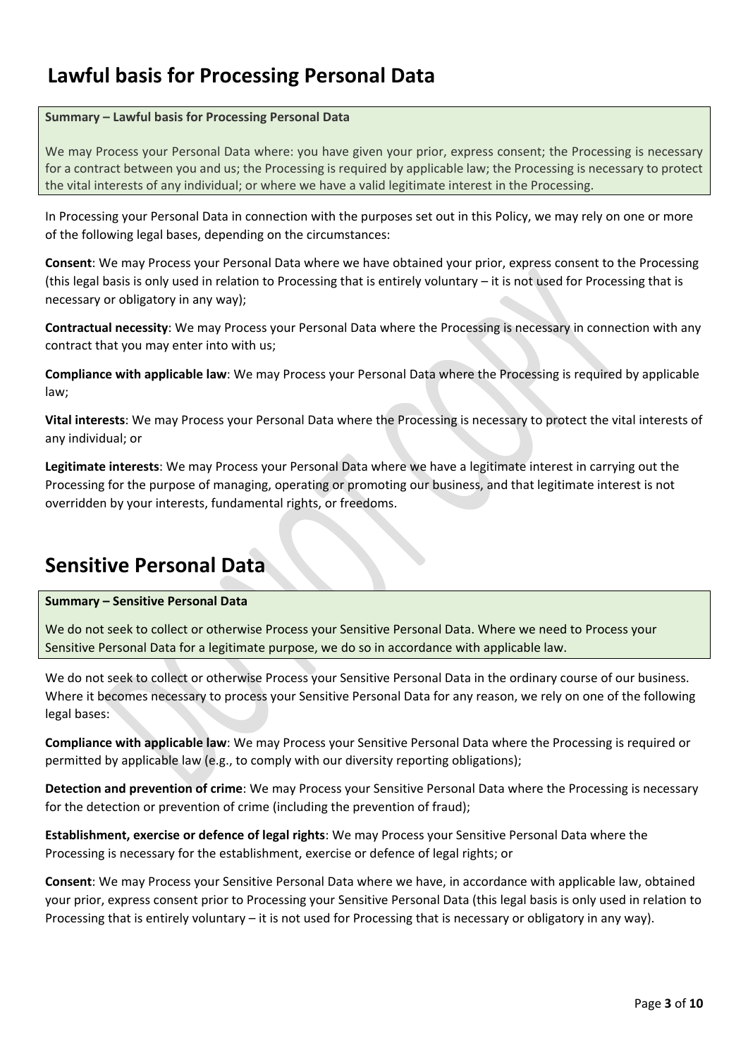# Lawful basis for Processing Personal Data

**Summary – Lawful basis for Processing Personal Data**

We may Process your Personal Data where: you have given your prior, express consent; the Processing is necessary for a contract between you and us; the Processing is required by applicable law; the Processing is necessary to protect the vital interests of any individual; or where we have a valid legitimate interest in the Processing.

In Processing your Personal Data in connection with the purposes set out in this Policy, we may rely on one or more of the following legal bases, depending on the circumstances:

**Consent**: We may Process your Personal Data where we have obtained your prior, express consent to the Processing (this legal basis is only used in relation to Processing that is entirely voluntary – it is not used for Processing that is necessary or obligatory in any way);

**Contractual necessity**: We may Process your Personal Data where the Processing is necessary in connection with any contract that you may enter into with us;

**Compliance with applicable law**: We may Process your Personal Data where the Processing is required by applicable law;

**Vital interests**: We may Process your Personal Data where the Processing is necessary to protect the vital interests of any individual; or

**Legitimate interests**: We may Process your Personal Data where we have a legitimate interest in carrying out the Processing for the purpose of managing, operating or promoting our business, and that legitimate interest is not overridden by your interests, fundamental rights, or freedoms.

# Sensitive Personal Data

**Summary – Sensitive Personal Data**

We do not seek to collect or otherwise Process your Sensitive Personal Data. Where we need to Process your Sensitive Personal Data for a legitimate purpose, we do so in accordance with applicable law.

We do not seek to collect or otherwise Process your Sensitive Personal Data in the ordinary course of our business. Where it becomes necessary to process your Sensitive Personal Data for any reason, we rely on one of the following legal bases:

**Compliance with applicable law**: We may Process your Sensitive Personal Data where the Processing is required or permitted by applicable law (e.g., to comply with our diversity reporting obligations);

**Detection and prevention of crime**: We may Process your Sensitive Personal Data where the Processing is necessary for the detection or prevention of crime (including the prevention of fraud);

**Establishment, exercise or defence of legal rights**: We may Process your Sensitive Personal Data where the Processing is necessary for the establishment, exercise or defence of legal rights; or

**Consent**: We may Process your Sensitive Personal Data where we have, in accordance with applicable law, obtained your prior, express consent prior to Processing your Sensitive Personal Data (this legal basis is only used in relation to Processing that is entirely voluntary – it is not used for Processing that is necessary or obligatory in any way).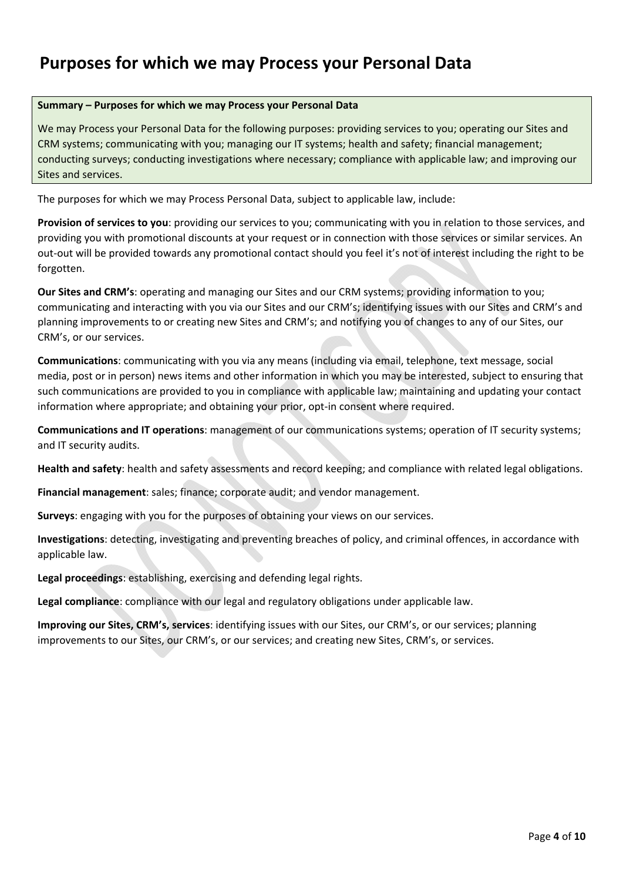# Purposes for which we may Process your Personal Data

**Summary – Purposes for which we may Process your Personal Data**

We may Process your Personal Data for the following purposes: providing services to you; operating our Sites and CRM systems; communicating with you; managing our IT systems; health and safety; financial management; conducting surveys; conducting investigations where necessary; compliance with applicable law; and improving our Sites and services.

The purposes for which we may Process Personal Data, subject to applicable law, include:

**Provision of services to you**: providing our services to you; communicating with you in relation to those services, and providing you with promotional discounts at your request or in connection with those services or similar services. An out-out will be provided towards any promotional contact should you feel it's not of interest including the right to be forgotten.

**Our Sites and CRM's**: operating and managing our Sites and our CRM systems; providing information to you; communicating and interacting with you via our Sites and our CRM's; identifying issues with our Sites and CRM's and planning improvements to or creating new Sites and CRM's; and notifying you of changes to any of our Sites, our CRM's, or our services.

**Communications**: communicating with you via any means (including via email, telephone, text message, social media, post or in person) news items and other information in which you may be interested, subject to ensuring that such communications are provided to you in compliance with applicable law; maintaining and updating your contact information where appropriate; and obtaining your prior, opt-in consent where required.

**Communications and IT operations**: management of our communications systems; operation of IT security systems; and IT security audits.

**Health and safety**: health and safety assessments and record keeping; and compliance with related legal obligations.

**Financial management**: sales; finance; corporate audit; and vendor management.

**Surveys**: engaging with you for the purposes of obtaining your views on our services.

**Investigations**: detecting, investigating and preventing breaches of policy, and criminal offences, in accordance with applicable law.

**Legal proceedings**: establishing, exercising and defending legal rights.

**Legal compliance**: compliance with our legal and regulatory obligations under applicable law.

**Improving our Sites, CRM's, services**: identifying issues with our Sites, our CRM's, or our services; planning improvements to our Sites, our CRM's, or our services; and creating new Sites, CRM's, or services.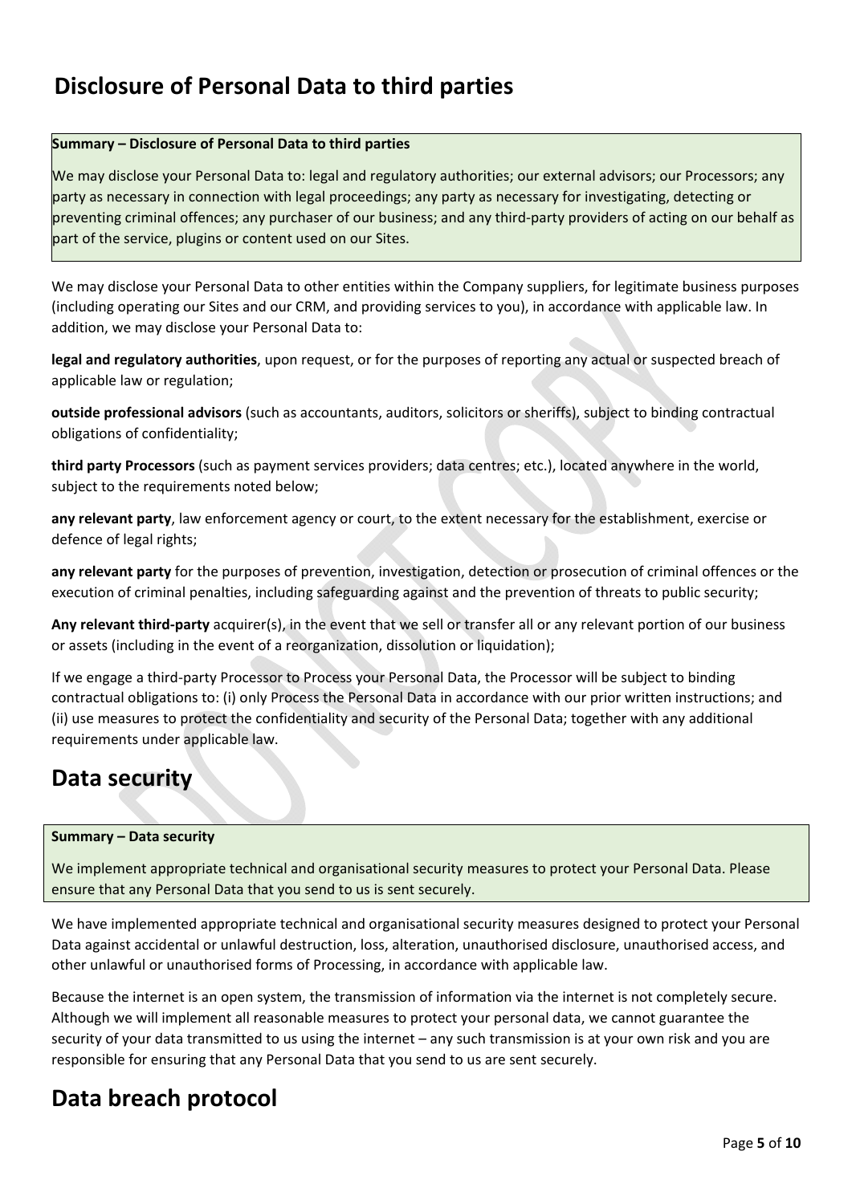# Disclosure of Personal Data to third parties

**Summary – Disclosure of Personal Data to third parties**

We may disclose your Personal Data to: legal and regulatory authorities; our external advisors; our Processors; any party as necessary in connection with legal proceedings; any party as necessary for investigating, detecting or preventing criminal offences; any purchaser of our business; and any third-party providers of acting on our behalf as part of the service, plugins or content used on our Sites.

We may disclose your Personal Data to other entities within the Company suppliers, for legitimate business purposes (including operating our Sites and our CRM, and providing services to you), in accordance with applicable law. In addition, we may disclose your Personal Data to:

**legal and regulatory authorities**, upon request, or for the purposes of reporting any actual or suspected breach of applicable law or regulation;

**outside professional advisors** (such as accountants, auditors, solicitors or sheriffs), subject to binding contractual obligations of confidentiality;

**third party Processors** (such as payment services providers; data centres; etc.), located anywhere in the world, subject to the requirements noted below;

**any relevant party**, law enforcement agency or court, to the extent necessary for the establishment, exercise or defence of legal rights;

**any relevant party** for the purposes of prevention, investigation, detection or prosecution of criminal offences or the execution of criminal penalties, including safeguarding against and the prevention of threats to public security;

**Any relevant third-party** acquirer(s), in the event that we sell or transfer all or any relevant portion of our business or assets (including in the event of a reorganization, dissolution or liquidation);

If we engage a third-party Processor to Process your Personal Data, the Processor will be subject to binding contractual obligations to: (i) only Process the Personal Data in accordance with our prior written instructions; and (ii) use measures to protect the confidentiality and security of the Personal Data; together with any additional requirements under applicable law.

# Data security

**Summary – Data security**

We implement appropriate technical and organisational security measures to protect your Personal Data. Please ensure that any Personal Data that you send to us is sent securely.

We have implemented appropriate technical and organisational security measures designed to protect your Personal Data against accidental or unlawful destruction, loss, alteration, unauthorised disclosure, unauthorised access, and other unlawful or unauthorised forms of Processing, in accordance with applicable law.

Because the internet is an open system, the transmission of information via the internet is not completely secure. Although we will implement all reasonable measures to protect your personal data, we cannot guarantee the security of your data transmitted to us using the internet – any such transmission is at your own risk and you are responsible for ensuring that any Personal Data that you send to us are sent securely.

# Data breach protocol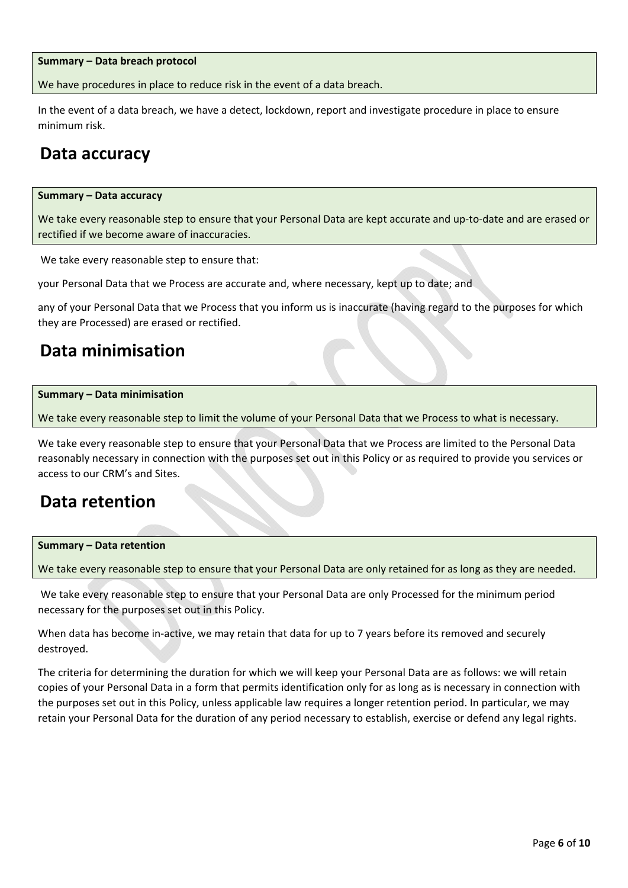**Summary – Data breach protocol**

We have procedures in place to reduce risk in the event of a data breach.

In the event of a data breach, we have a detect, lockdown, report and investigate procedure in place to ensure minimum risk.

# Data accuracy

**Summary – Data accuracy**

We take every reasonable step to ensure that your Personal Data are kept accurate and up-to-date and are erased or rectified if we become aware of inaccuracies.

We take every reasonable step to ensure that:

your Personal Data that we Process are accurate and, where necessary, kept up to date; and

any of your Personal Data that we Process that you inform us is inaccurate (having regard to the purposes for which they are Processed) are erased or rectified.

# Data minimisation

**Summary – Data minimisation**

We take every reasonable step to limit the volume of your Personal Data that we Process to what is necessary.

We take every reasonable step to ensure that your Personal Data that we Process are limited to the Personal Data reasonably necessary in connection with the purposes set out in this Policy or as required to provide you services or access to our CRM's and Sites.

# Data retention

**Summary – Data retention**

We take every reasonable step to ensure that your Personal Data are only retained for as long as they are needed.

We take every reasonable step to ensure that your Personal Data are only Processed for the minimum period necessary for the purposes set out in this Policy.

When data has become in-active, we may retain that data for up to 7 years before its removed and securely destroyed.

The criteria for determining the duration for which we will keep your Personal Data are as follows: we will retain copies of your Personal Data in a form that permits identification only for as long as is necessary in connection with the purposes set out in this Policy, unless applicable law requires a longer retention period. In particular, we may retain your Personal Data for the duration of any period necessary to establish, exercise or defend any legal rights.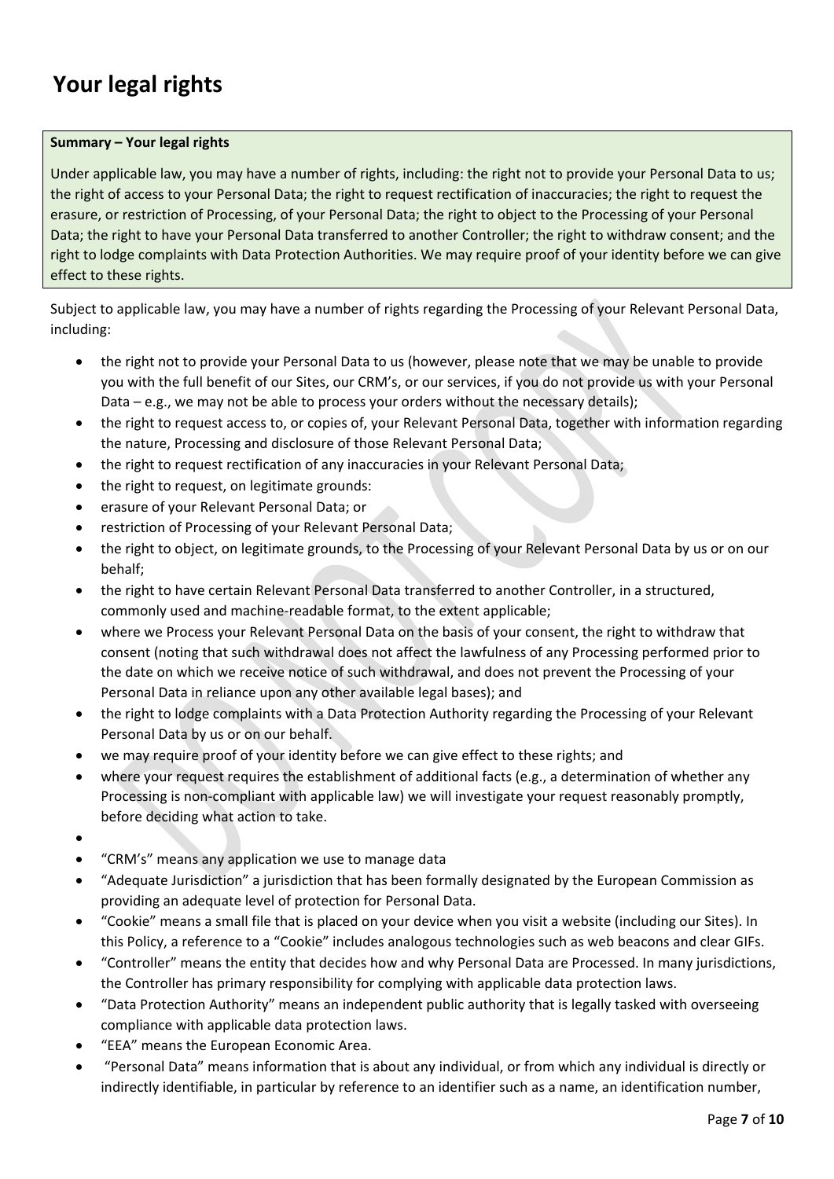# Your legal rights

**Summary – Your legal rights**

Under applicable law, you may have a number of rights, including: the right not to provide your Personal Data to us; the right of access to your Personal Data; the right to request rectification of inaccuracies; the right to request the erasure, or restriction of Processing, of your Personal Data; the right to object to the Processing of your Personal Data; the right to have your Personal Data transferred to another Controller; the right to withdraw consent; and the right to lodge complaints with Data Protection Authorities. We may require proof of your identity before we can give effect to these rights.

Subject to applicable law, you may have a number of rights regarding the Processing of your Relevant Personal Data, including:

- the right not to provide your Personal Data to us (however, please note that we may be unable to provide you with the full benefit of our Sites, our CRM's, or our services, if you do not provide us with your Personal Data – e.g., we may not be able to process your orders without the necessary details);
- the right to request access to, or copies of, your Relevant Personal Data, together with information regarding the nature, Processing and disclosure of those Relevant Personal Data;
- the right to request rectification of any inaccuracies in your Relevant Personal Data;
- the right to request, on legitimate grounds:
- erasure of your Relevant Personal Data; or
- restriction of Processing of your Relevant Personal Data;
- the right to object, on legitimate grounds, to the Processing of your Relevant Personal Data by us or on our behalf;
- the right to have certain Relevant Personal Data transferred to another Controller, in a structured, commonly used and machine-readable format, to the extent applicable;
- where we Process your Relevant Personal Data on the basis of your consent, the right to withdraw that consent (noting that such withdrawal does not affect the lawfulness of any Processing performed prior to the date on which we receive notice of such withdrawal, and does not prevent the Processing of your Personal Data in reliance upon any other available legal bases); and
- the right to lodge complaints with a Data Protection Authority regarding the Processing of your Relevant Personal Data by us or on our behalf.
- we may require proof of your identity before we can give effect to these rights; and
- where your request requires the establishment of additional facts (e.g., a determination of whether any Processing is non-compliant with applicable law) we will investigate your request reasonably promptly, before deciding what action to take.
- 
- "CRM's" means any application we use to manage data
- "Adequate Jurisdiction" a jurisdiction that has been formally designated by the European Commission as providing an adequate level of protection for Personal Data.
- "Cookie" means a small file that is placed on your device when you visit a website (including our Sites). In this Policy, a reference to a "Cookie" includes analogous technologies such as web beacons and clear GIFs.
- "Controller" means the entity that decides how and why Personal Data are Processed. In many jurisdictions, the Controller has primary responsibility for complying with applicable data protection laws.
- "Data Protection Authority" means an independent public authority that is legally tasked with overseeing compliance with applicable data protection laws.
- "EEA" means the European Economic Area.
- "Personal Data" means information that is about any individual, or from which any individual is directly or indirectly identifiable, in particular by reference to an identifier such as a name, an identification number,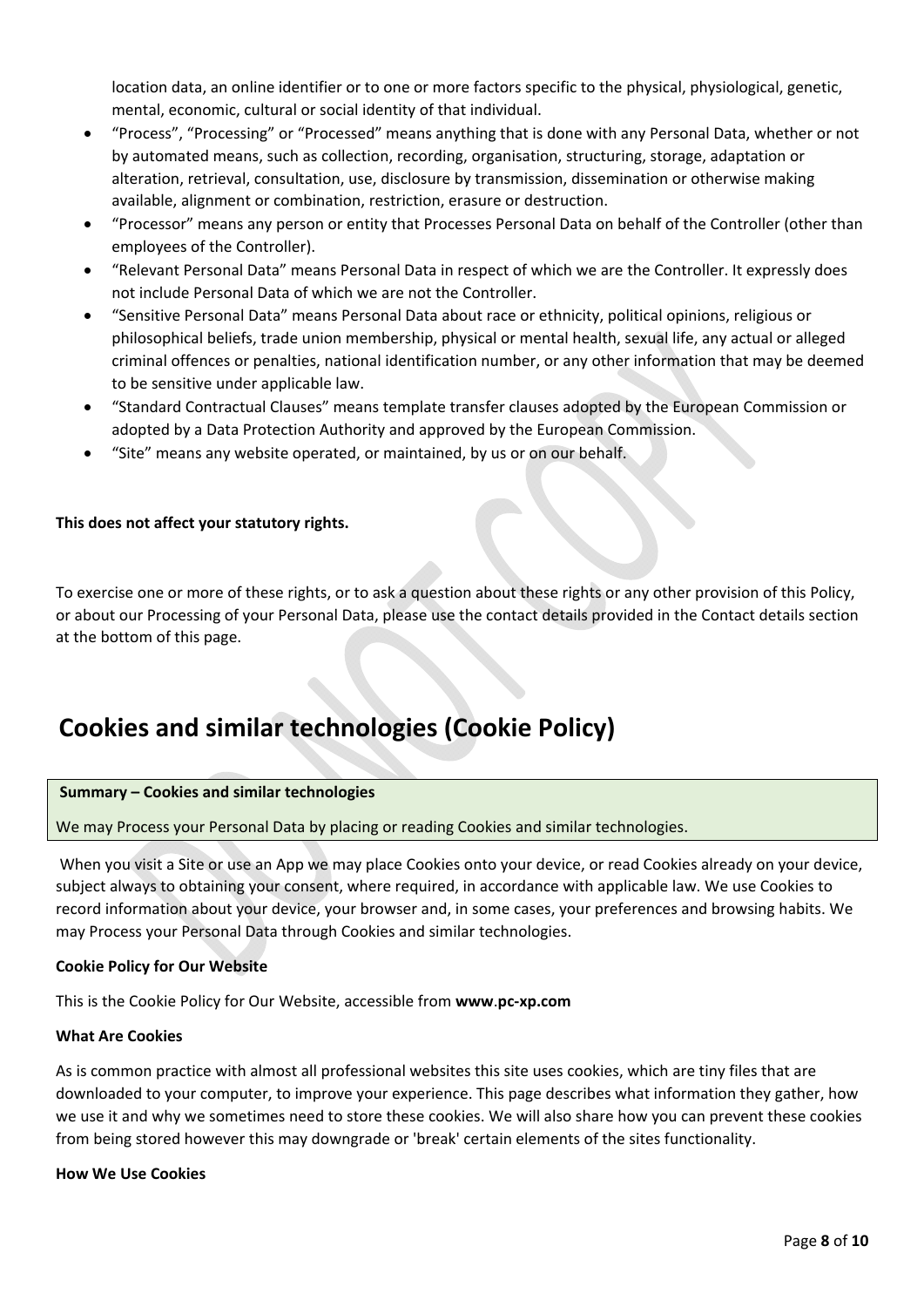location data, an online identifier or to one or more factors specific to the physical, physiological, genetic, mental, economic, cultural or social identity of that individual.

- "Process", "Processing" or "Processed" means anything that is done with any Personal Data, whether or not by automated means, such as collection, recording, organisation, structuring, storage, adaptation or alteration, retrieval, consultation, use, disclosure by transmission, dissemination or otherwise making available, alignment or combination, restriction, erasure or destruction.
- "Processor" means any person or entity that Processes Personal Data on behalf of the Controller (other than employees of the Controller).
- "Relevant Personal Data" means Personal Data in respect of which we are the Controller. It expressly does not include Personal Data of which we are not the Controller.
- "Sensitive Personal Data" means Personal Data about race or ethnicity, political opinions, religious or philosophical beliefs, trade union membership, physical or mental health, sexual life, any actual or alleged criminal offences or penalties, national identification number, or any other information that may be deemed to be sensitive under applicable law.
- "Standard Contractual Clauses" means template transfer clauses adopted by the European Commission or adopted by a Data Protection Authority and approved by the European Commission.
- "Site" means any website operated, or maintained, by us or on our behalf.

**This does not affect your statutory rights.**

To exercise one or more of these rights, or to ask a question about these rights or any other provision of this Policy, or about our Processing of your Personal Data, please use the contact details provided in the Contact details section at the bottom of this page.

# Cookies and similar technologies (Cookie Policy)

**Summary – Cookies and similar technologies**

We may Process your Personal Data by placing or reading Cookies and similar technologies.

When you visit a Site or use an App we may place Cookies onto your device, or read Cookies already on your device, subject always to obtaining your consent, where required, in accordance with applicable law. We use Cookies to record information about your device, your browser and, in some cases, your preferences and browsing habits. We may Process your Personal Data through Cookies and similar technologies.

**Cookie Policy for Our Website**

This is the Cookie Policy for Our Website, accessible from **www**.**pc-xp.com**

**What Are Cookies**

As is common practice with almost all professional websites this site uses cookies, which are tiny files that are downloaded to your computer, to improve your experience. This page describes what information they gather, how we use it and why we sometimes need to store these cookies. We will also share how you can prevent these cookies from being stored however this may downgrade or 'break' certain elements of the sites functionality.

**How We Use Cookies**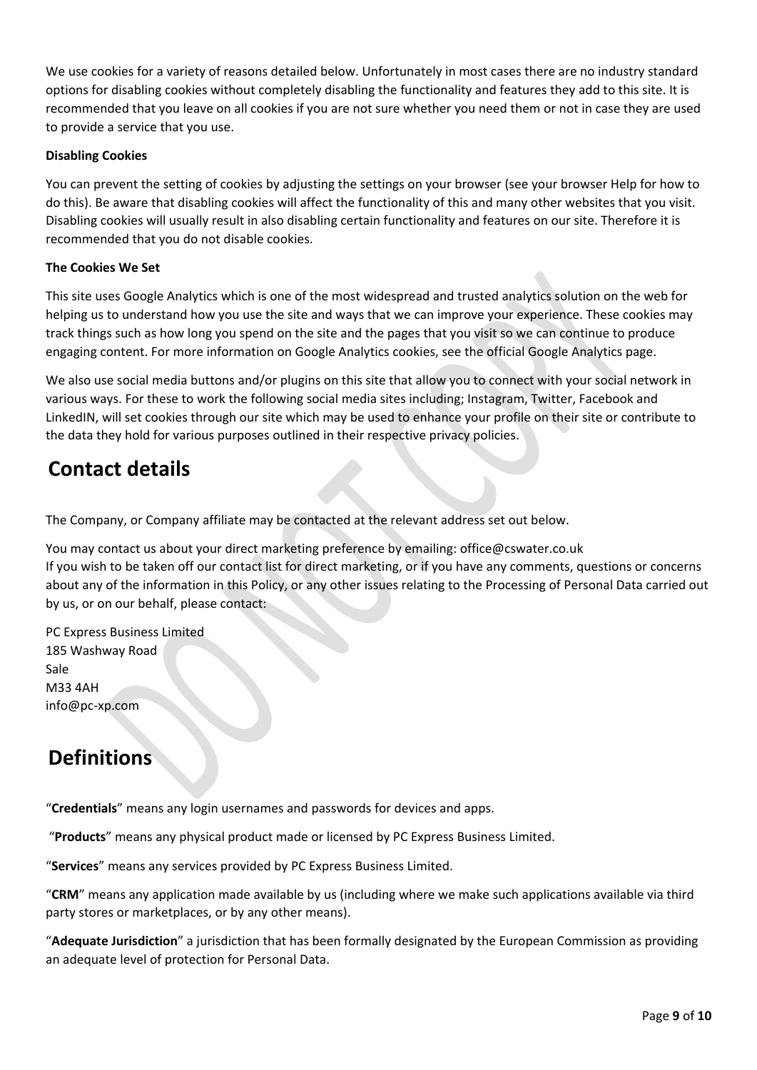We use cookies for a variety of reasons detailed below. Unfortunately in most cases there are no industry standard options for disabling cookies without completely disabling the functionality and features they add to this site. It is recommended that you leave on all cookies if you are not sure whether you need them or not in case they are used to provide a service that you use.

**Disabling Cookies**

You can prevent the setting of cookies by adjusting the settings on your browser (see your browser Help for how to do this). Be aware that disabling cookies will affect the functionality of this and many other websites that you visit. Disabling cookies will usually result in also disabling certain functionality and features on our site. Therefore it is recommended that you do not disable cookies.

**The Cookies We Set**

This site uses Google Analytics which is one of the most widespread and trusted analytics solution on the web for helping us to understand how you use the site and ways that we can improve your experience. These cookies may track things such as how long you spend on the site and the pages that you visit so we can continue to produce engaging content. For more information on Google Analytics cookies, see the official Google Analytics page.

We also use social media buttons and/or plugins on this site that allow you to connect with your social network in various ways. For these to work the following social media sites including; Instagram, Twitter, Facebook and LinkedIN, will set cookies through our site which may be used to enhance your profile on their site or contribute to the data they hold for various purposes outlined in their respective privacy policies.

# Contact details

The Company, or Company affiliate may be contacted at the relevant address set out below.

You may contact us about your direct marketing preference by emailing: office@cswater.co.uk
If you wish to be taken off our contact list for direct marketing, or if you have any comments, questions or concerns about any of the information in this Policy, or any other issues relating to the Processing of Personal Data carried out by us, or on our behalf, please contact:

PC Express Business Limited
185 Washway Road
Sale
M33 4AH
info@pc-xp.com

# Definitions

"**Credentials**" means any login usernames and passwords for devices and apps.

"**Products**" means any physical product made or licensed by PC Express Business Limited.

"**Services**" means any services provided by PC Express Business Limited.

"**CRM**" means any application made available by us (including where we make such applications available via third party stores or marketplaces, or by any other means).

"**Adequate Jurisdiction**" a jurisdiction that has been formally designated by the European Commission as providing an adequate level of protection for Personal Data.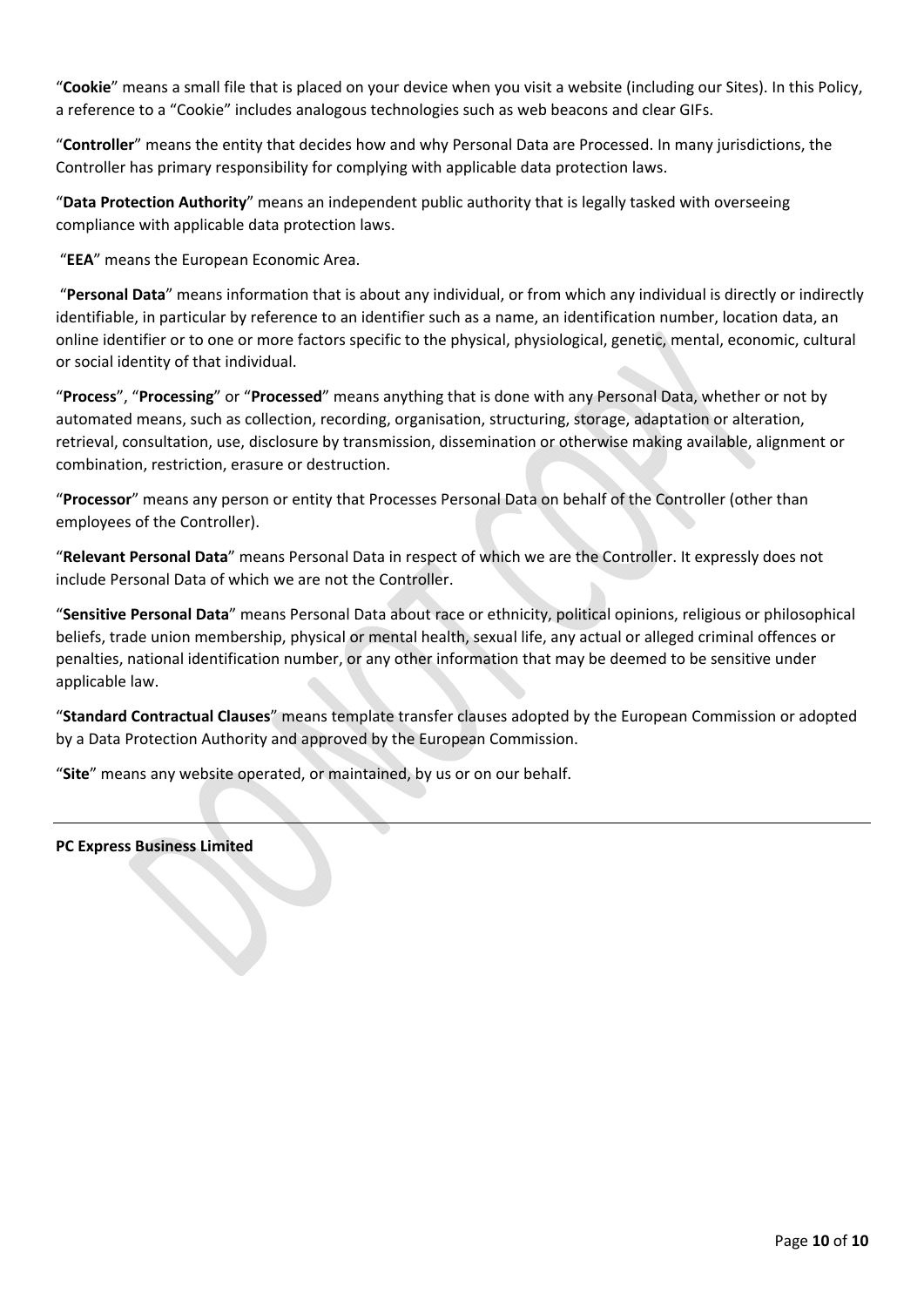"**Cookie**" means a small file that is placed on your device when you visit a website (including our Sites). In this Policy, a reference to a "Cookie" includes analogous technologies such as web beacons and clear GIFs.

"**Controller**" means the entity that decides how and why Personal Data are Processed. In many jurisdictions, the Controller has primary responsibility for complying with applicable data protection laws.

"**Data Protection Authority**" means an independent public authority that is legally tasked with overseeing compliance with applicable data protection laws.

"**EEA**" means the European Economic Area.

"**Personal Data**" means information that is about any individual, or from which any individual is directly or indirectly identifiable, in particular by reference to an identifier such as a name, an identification number, location data, an online identifier or to one or more factors specific to the physical, physiological, genetic, mental, economic, cultural or social identity of that individual.

"**Process**", "**Processing**" or "**Processed**" means anything that is done with any Personal Data, whether or not by automated means, such as collection, recording, organisation, structuring, storage, adaptation or alteration, retrieval, consultation, use, disclosure by transmission, dissemination or otherwise making available, alignment or combination, restriction, erasure or destruction.

"**Processor**" means any person or entity that Processes Personal Data on behalf of the Controller (other than employees of the Controller).

"**Relevant Personal Data**" means Personal Data in respect of which we are the Controller. It expressly does not include Personal Data of which we are not the Controller.

"**Sensitive Personal Data**" means Personal Data about race or ethnicity, political opinions, religious or philosophical beliefs, trade union membership, physical or mental health, sexual life, any actual or alleged criminal offences or penalties, national identification number, or any other information that may be deemed to be sensitive under applicable law.

"**Standard Contractual Clauses**" means template transfer clauses adopted by the European Commission or adopted by a Data Protection Authority and approved by the European Commission.

"**Site**" means any website operated, or maintained, by us or on our behalf.

---

**PC Express Business Limited**